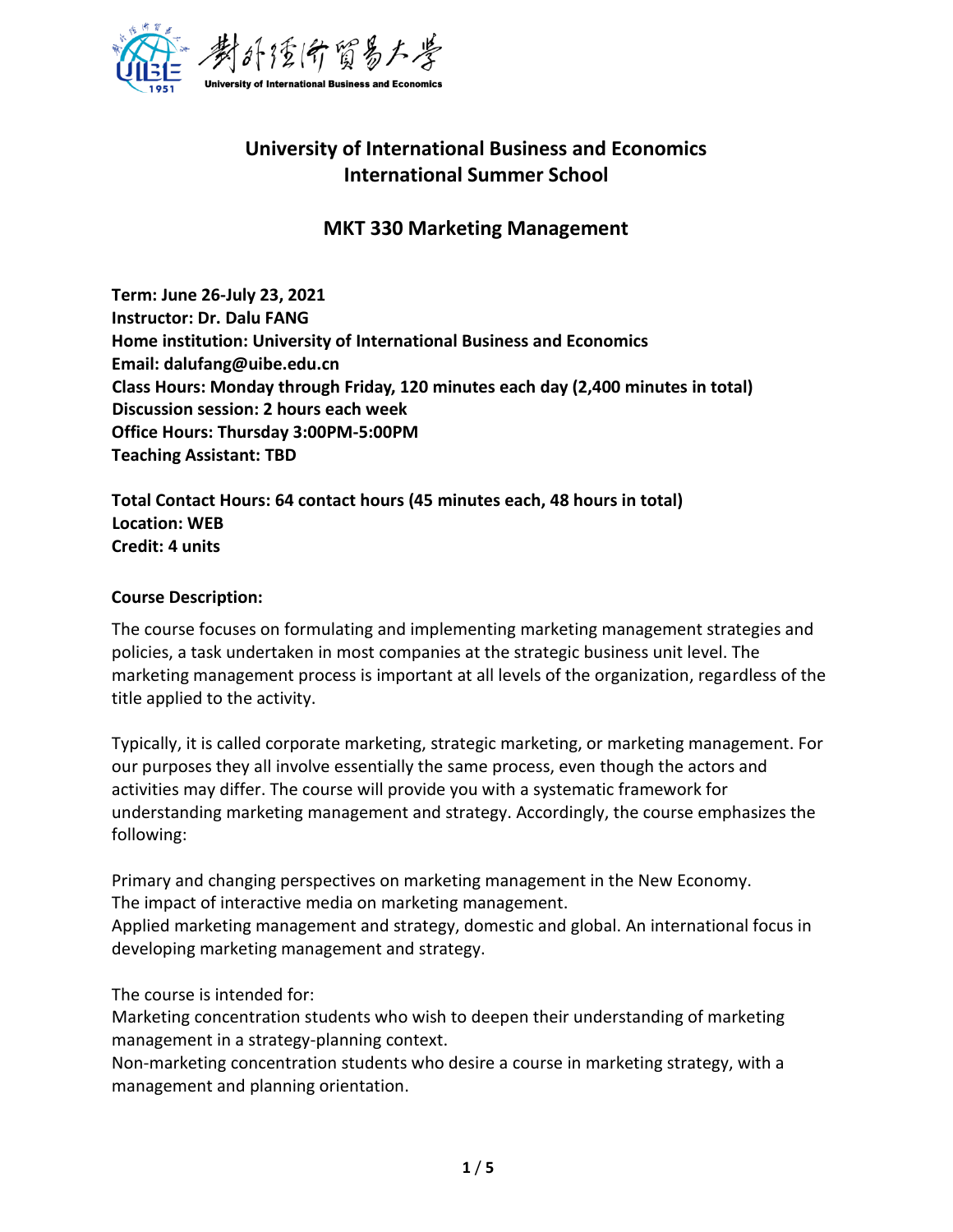# University of International Business and Economics
# International Summer School

## MKT 330 Marketing Management

**Term: June 26-July 23, 2021**
**Instructor: Dr. Dalu FANG**
**Home institution: University of International Business and Economics**
**Email: dalufang@uibe.edu.cn**
**Class Hours: Monday through Friday, 120 minutes each day (2,400 minutes in total)**
**Discussion session: 2 hours each week**
**Office Hours: Thursday 3:00PM-5:00PM**
**Teaching Assistant: TBD**

**Total Contact Hours: 64 contact hours (45 minutes each, 48 hours in total)**
**Location: WEB**
**Credit: 4 units**

**Course Description:**

The course focuses on formulating and implementing marketing management strategies and policies, a task undertaken in most companies at the strategic business unit level. The marketing management process is important at all levels of the organization, regardless of the title applied to the activity.

Typically, it is called corporate marketing, strategic marketing, or marketing management. For our purposes they all involve essentially the same process, even though the actors and activities may differ. The course will provide you with a systematic framework for understanding marketing management and strategy. Accordingly, the course emphasizes the following:

Primary and changing perspectives on marketing management in the New Economy.
The impact of interactive media on marketing management.
Applied marketing management and strategy, domestic and global. An international focus in developing marketing management and strategy.

The course is intended for:
Marketing concentration students who wish to deepen their understanding of marketing management in a strategy-planning context.
Non-marketing concentration students who desire a course in marketing strategy, with a management and planning orientation.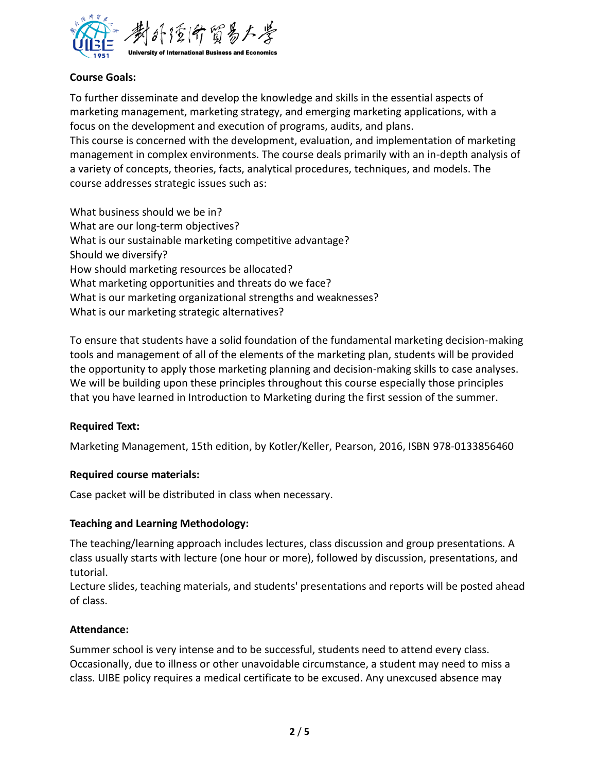**Course Goals:**

To further disseminate and develop the knowledge and skills in the essential aspects of marketing management, marketing strategy, and emerging marketing applications, with a focus on the development and execution of programs, audits, and plans.
This course is concerned with the development, evaluation, and implementation of marketing management in complex environments. The course deals primarily with an in-depth analysis of a variety of concepts, theories, facts, analytical procedures, techniques, and models. The course addresses strategic issues such as:

What business should we be in?
What are our long-term objectives?
What is our sustainable marketing competitive advantage?
Should we diversify?
How should marketing resources be allocated?
What marketing opportunities and threats do we face?
What is our marketing organizational strengths and weaknesses?
What is our marketing strategic alternatives?

To ensure that students have a solid foundation of the fundamental marketing decision-making tools and management of all of the elements of the marketing plan, students will be provided the opportunity to apply those marketing planning and decision-making skills to case analyses. We will be building upon these principles throughout this course especially those principles that you have learned in Introduction to Marketing during the first session of the summer.

**Required Text:**

Marketing Management, 15th edition, by Kotler/Keller, Pearson, 2016, ISBN 978-0133856460

**Required course materials:**

Case packet will be distributed in class when necessary.

**Teaching and Learning Methodology:**

The teaching/learning approach includes lectures, class discussion and group presentations. A class usually starts with lecture (one hour or more), followed by discussion, presentations, and tutorial.
Lecture slides, teaching materials, and students' presentations and reports will be posted ahead of class.

**Attendance:**

Summer school is very intense and to be successful, students need to attend every class. Occasionally, due to illness or other unavoidable circumstance, a student may need to miss a class. UIBE policy requires a medical certificate to be excused. Any unexcused absence may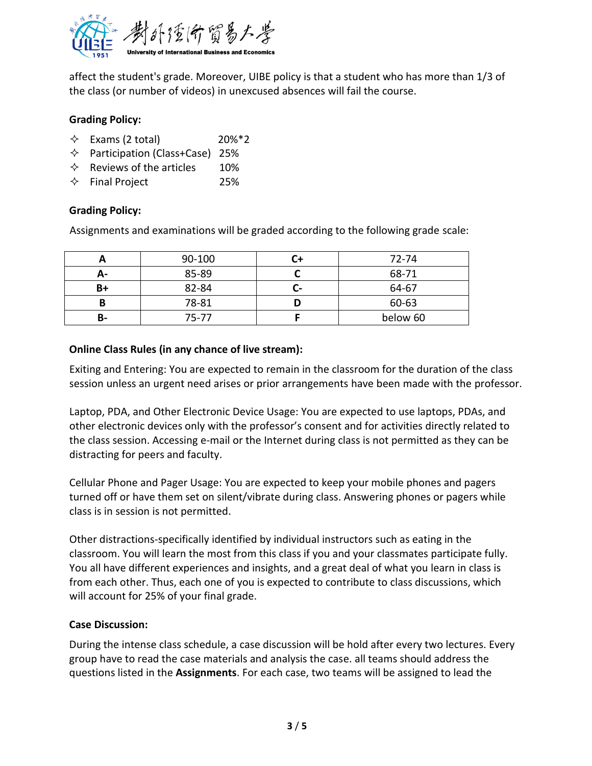affect the student's grade. Moreover, UIBE policy is that a student who has more than 1/3 of the class (or number of videos) in unexcused absences will fail the course.

**Grading Policy:**

- ✧ Exams (2 total) 20%*2
- ✧ Participation (Class+Case) 25%
- ✧ Reviews of the articles 10%
- ✧ Final Project 25%

**Grading Policy:**

Assignments and examinations will be graded according to the following grade scale:

| A | 90-100 | C+ | 72-74 |
|---|---|---|---|
| A- | 85-89 | C | 68-71 |
| B+ | 82-84 | C- | 64-67 |
| B | 78-81 | D | 60-63 |
| B- | 75-77 | F | below 60 |

**Online Class Rules (in any chance of live stream):**

Exiting and Entering: You are expected to remain in the classroom for the duration of the class session unless an urgent need arises or prior arrangements have been made with the professor.

Laptop, PDA, and Other Electronic Device Usage: You are expected to use laptops, PDAs, and other electronic devices only with the professor's consent and for activities directly related to the class session. Accessing e-mail or the Internet during class is not permitted as they can be distracting for peers and faculty.

Cellular Phone and Pager Usage: You are expected to keep your mobile phones and pagers turned off or have them set on silent/vibrate during class. Answering phones or pagers while class is in session is not permitted.

Other distractions-specifically identified by individual instructors such as eating in the classroom. You will learn the most from this class if you and your classmates participate fully. You all have different experiences and insights, and a great deal of what you learn in class is from each other. Thus, each one of you is expected to contribute to class discussions, which will account for 25% of your final grade.

**Case Discussion:**

During the intense class schedule, a case discussion will be hold after every two lectures. Every group have to read the case materials and analysis the case. all teams should address the questions listed in the **Assignments**. For each case, two teams will be assigned to lead the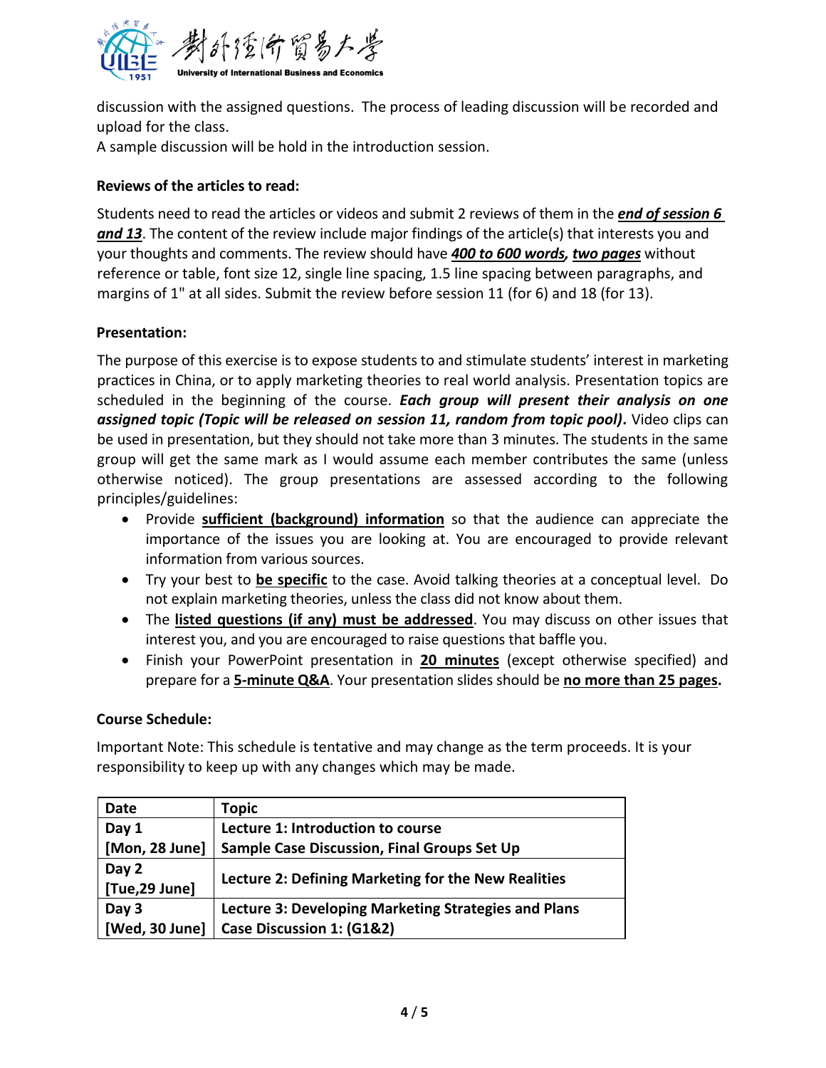discussion with the assigned questions. The process of leading discussion will be recorded and upload for the class.

A sample discussion will be hold in the introduction session.

**Reviews of the articles to read:**

Students need to read the articles or videos and submit 2 reviews of them in the ***end of session 6 and 13***. The content of the review include major findings of the article(s) that interests you and your thoughts and comments. The review should have ***400 to 600 words***, ***two pages*** without reference or table, font size 12, single line spacing, 1.5 line spacing between paragraphs, and margins of 1" at all sides. Submit the review before session 11 (for 6) and 18 (for 13).

**Presentation:**

The purpose of this exercise is to expose students to and stimulate students' interest in marketing practices in China, or to apply marketing theories to real world analysis. Presentation topics are scheduled in the beginning of the course. ***Each group will present their analysis on one assigned topic (Topic will be released on session 11, random from topic pool).*** Video clips can be used in presentation, but they should not take more than 3 minutes. The students in the same group will get the same mark as I would assume each member contributes the same (unless otherwise noticed). The group presentations are assessed according to the following principles/guidelines:

- Provide **sufficient (background) information** so that the audience can appreciate the importance of the issues you are looking at. You are encouraged to provide relevant information from various sources.
- Try your best to **be specific** to the case. Avoid talking theories at a conceptual level. Do not explain marketing theories, unless the class did not know about them.
- The **listed questions (if any) must be addressed**. You may discuss on other issues that interest you, and you are encouraged to raise questions that baffle you.
- Finish your PowerPoint presentation in **20 minutes** (except otherwise specified) and prepare for a **5-minute Q&A**. Your presentation slides should be **no more than 25 pages.**

**Course Schedule:**

Important Note: This schedule is tentative and may change as the term proceeds. It is your responsibility to keep up with any changes which may be made.

| Date | Topic |
|---|---|
| **Day 1**<br>**[Mon, 28 June]** | **Lecture 1: Introduction to course**<br>**Sample Case Discussion, Final Groups Set Up** |
| **Day 2**<br>**[Tue,29 June]** | **Lecture 2: Defining Marketing for the New Realities** |
| **Day 3**<br>**[Wed, 30 June]** | **Lecture 3: Developing Marketing Strategies and Plans**<br>**Case Discussion 1: (G1&2)** |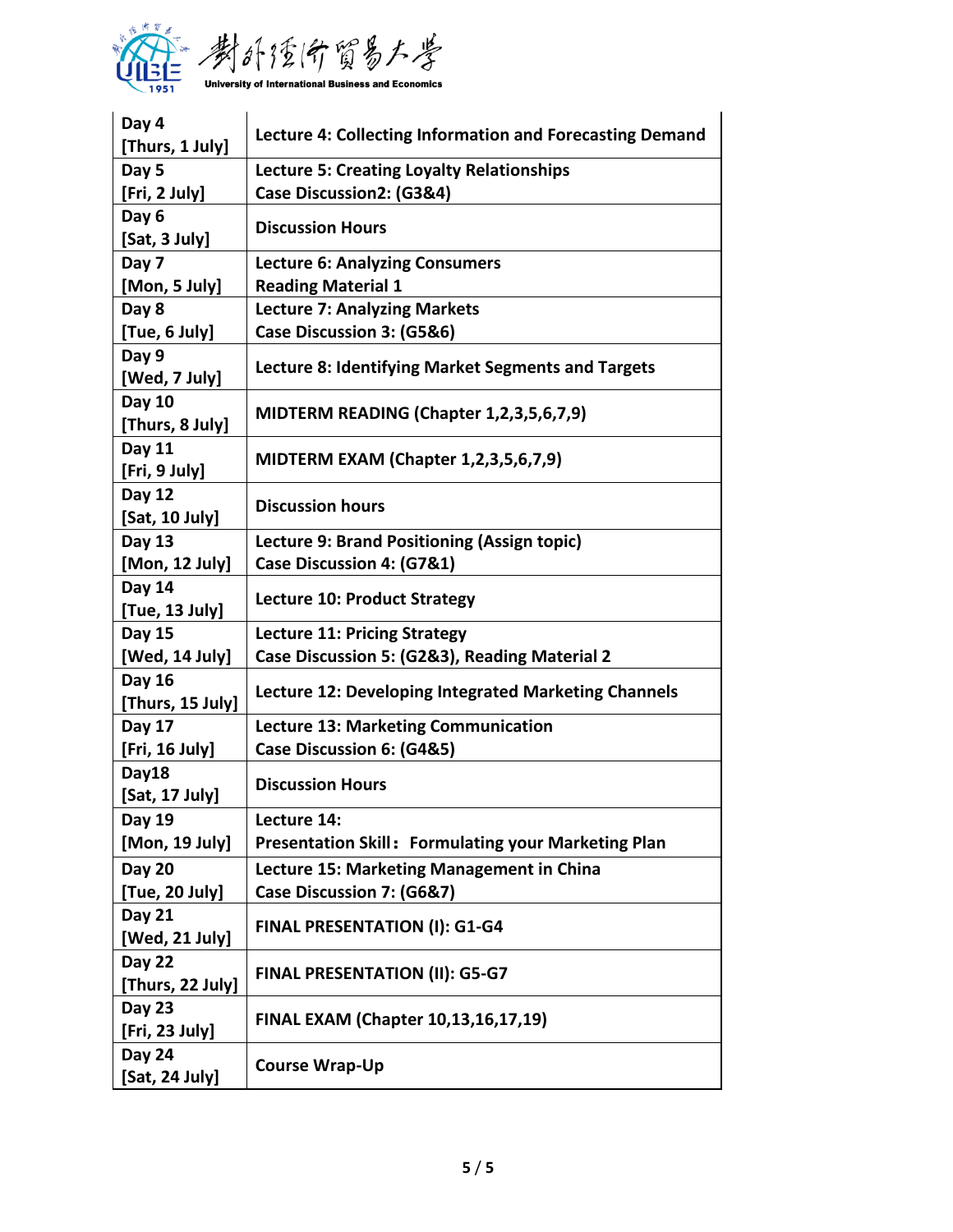| | |
|---|---|
| **Day 4 [Thurs, 1 July]** | **Lecture 4: Collecting Information and Forecasting Demand** |
| **Day 5 [Fri, 2 July]** | **Lecture 5: Creating Loyalty Relationships**<br>**Case Discussion2: (G3&4)** |
| **Day 6 [Sat, 3 July]** | **Discussion Hours** |
| **Day 7 [Mon, 5 July]** | **Lecture 6: Analyzing Consumers**<br>**Reading Material 1** |
| **Day 8 [Tue, 6 July]** | **Lecture 7: Analyzing Markets**<br>**Case Discussion 3: (G5&6)** |
| **Day 9 [Wed, 7 July]** | **Lecture 8: Identifying Market Segments and Targets** |
| **Day 10 [Thurs, 8 July]** | **MIDTERM READING (Chapter 1,2,3,5,6,7,9)** |
| **Day 11 [Fri, 9 July]** | **MIDTERM EXAM (Chapter 1,2,3,5,6,7,9)** |
| **Day 12 [Sat, 10 July]** | **Discussion hours** |
| **Day 13 [Mon, 12 July]** | **Lecture 9: Brand Positioning (Assign topic)**<br>**Case Discussion 4: (G7&1)** |
| **Day 14 [Tue, 13 July]** | **Lecture 10: Product Strategy** |
| **Day 15 [Wed, 14 July]** | **Lecture 11: Pricing Strategy**<br>**Case Discussion 5: (G2&3), Reading Material 2** |
| **Day 16 [Thurs, 15 July]** | **Lecture 12: Developing Integrated Marketing Channels** |
| **Day 17 [Fri, 16 July]** | **Lecture 13: Marketing Communication**<br>**Case Discussion 6: (G4&5)** |
| **Day18 [Sat, 17 July]** | **Discussion Hours** |
| **Day 19 [Mon, 19 July]** | **Lecture 14:**<br>**Presentation Skill： Formulating your Marketing Plan** |
| **Day 20 [Tue, 20 July]** | **Lecture 15: Marketing Management in China**<br>**Case Discussion 7: (G6&7)** |
| **Day 21 [Wed, 21 July]** | **FINAL PRESENTATION (I): G1-G4** |
| **Day 22 [Thurs, 22 July]** | **FINAL PRESENTATION (II): G5-G7** |
| **Day 23 [Fri, 23 July]** | **FINAL EXAM (Chapter 10,13,16,17,19)** |
| **Day 24 [Sat, 24 July]** | **Course Wrap-Up** |